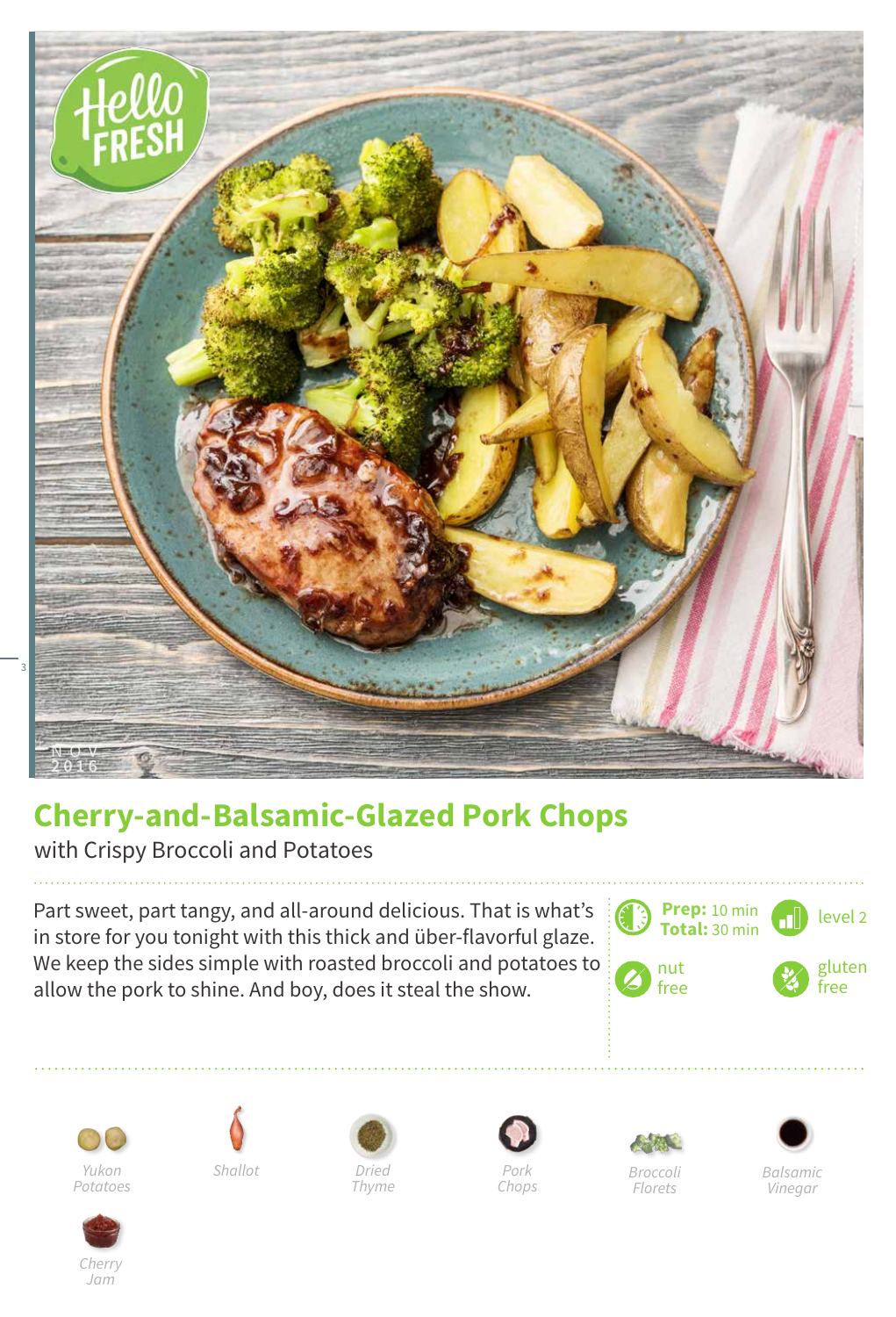# Cherry-and-Balsamic-Glazed Pork Chops

with Crispy Broccoli and Potatoes

Part sweet, part tangy, and all-around delicious. That is what's in store for you tonight with this thick and über-flavorful glaze. We keep the sides simple with roasted broccoli and potatoes to allow the pork to shine. And boy, does it steal the show.

**Prep:** 10 min
**Total:** 30 min

level 2

nut free

gluten free

*Yukon Potatoes*

*Shallot*

*Dried Thyme*

*Pork Chops*

*Broccoli Florets*

*Balsamic Vinegar*

*Cherry Jam*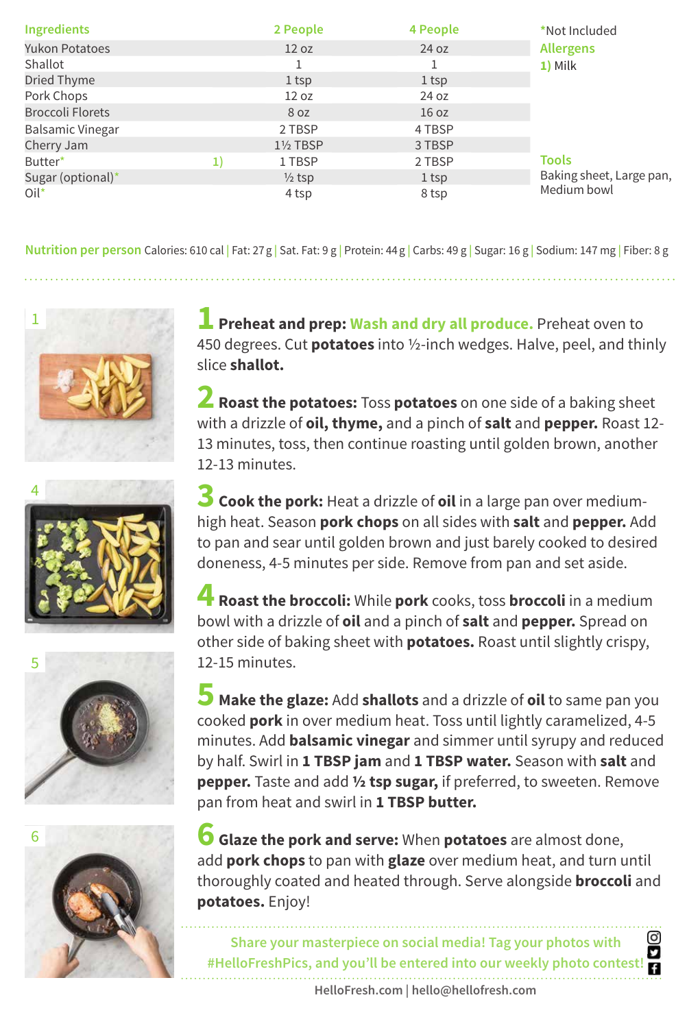| Ingredients | | 2 People | 4 People |
|---|---|---|---|
| Yukon Potatoes | | 12 oz | 24 oz |
| Shallot | | 1 | 1 |
| Dried Thyme | | 1 tsp | 1 tsp |
| Pork Chops | | 12 oz | 24 oz |
| Broccoli Florets | | 8 oz | 16 oz |
| Balsamic Vinegar | | 2 TBSP | 4 TBSP |
| Cherry Jam | | 1½ TBSP | 3 TBSP |
| Butter* | 1) | 1 TBSP | 2 TBSP |
| Sugar (optional)* | | ½ tsp | 1 tsp |
| Oil* | | 4 tsp | 8 tsp |

*Not Included

**Allergens**

1) Milk

**Tools**

Baking sheet, Large pan, Medium bowl

**Nutrition per person** Calories: 610 cal | Fat: 27 g | Sat. Fat: 9 g | Protein: 44 g | Carbs: 49 g | Sugar: 16 g | Sodium: 147 mg | Fiber: 8 g

1

4

5

6

## 1 Preheat and prep:

Wash and dry all produce. Preheat oven to 450 degrees. Cut **potatoes** into ½-inch wedges. Halve, peel, and thinly slice **shallot.**

## 2 Roast the potatoes:

Toss **potatoes** on one side of a baking sheet with a drizzle of **oil, thyme,** and a pinch of **salt** and **pepper.** Roast 12-13 minutes, toss, then continue roasting until golden brown, another 12-13 minutes.

## 3 Cook the pork:

Heat a drizzle of **oil** in a large pan over medium-high heat. Season **pork chops** on all sides with **salt** and **pepper.** Add to pan and sear until golden brown and just barely cooked to desired doneness, 4-5 minutes per side. Remove from pan and set aside.

## 4 Roast the broccoli:

While **pork** cooks, toss **broccoli** in a medium bowl with a drizzle of **oil** and a pinch of **salt** and **pepper.** Spread on other side of baking sheet with **potatoes.** Roast until slightly crispy, 12-15 minutes.

## 5 Make the glaze:

Add **shallots** and a drizzle of **oil** to same pan you cooked **pork** in over medium heat. Toss until lightly caramelized, 4-5 minutes. Add **balsamic vinegar** and simmer until syrupy and reduced by half. Swirl in **1 TBSP jam** and **1 TBSP water.** Season with **salt** and **pepper.** Taste and add **½ tsp sugar,** if preferred, to sweeten. Remove pan from heat and swirl in **1 TBSP butter.**

## 6 Glaze the pork and serve:

When **potatoes** are almost done, add **pork chops** to pan with **glaze** over medium heat, and turn until thoroughly coated and heated through. Serve alongside **broccoli** and **potatoes.** Enjoy!

Share your masterpiece on social media! Tag your photos with #HelloFreshPics, and you'll be entered into our weekly photo contest!

HelloFresh.com | hello@hellofresh.com